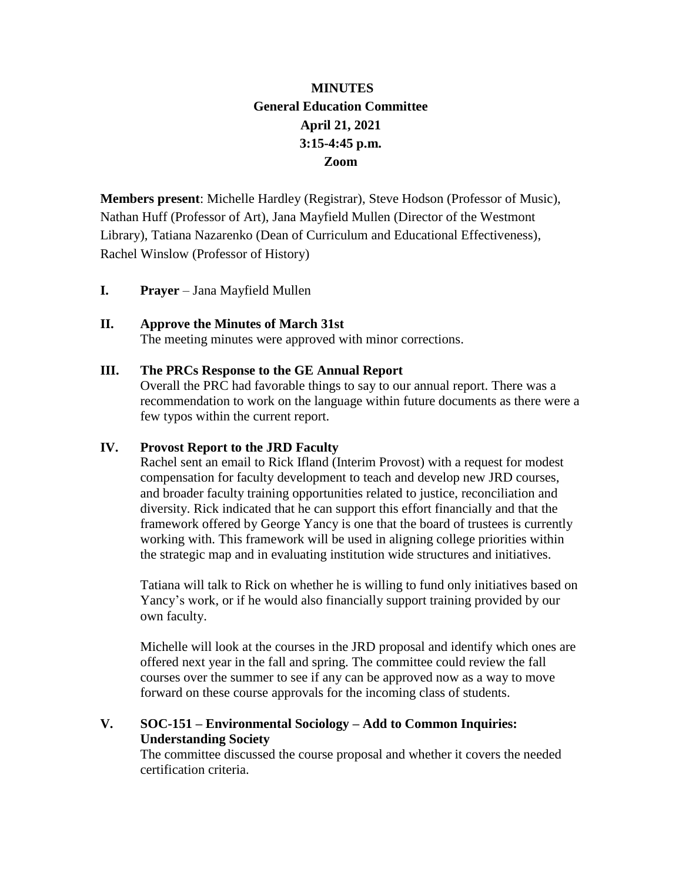# MINUTES
## General Education Committee
### April 21, 2021
### 3:15-4:45 p.m.
### Zoom

**Members present**: Michelle Hardley (Registrar), Steve Hodson (Professor of Music), Nathan Huff (Professor of Art), Jana Mayfield Mullen (Director of the Westmont Library), Tatiana Nazarenko (Dean of Curriculum and Educational Effectiveness), Rachel Winslow (Professor of History)

**I. Prayer** – Jana Mayfield Mullen

**II. Approve the Minutes of March 31st**

The meeting minutes were approved with minor corrections.

**III. The PRCs Response to the GE Annual Report**

Overall the PRC had favorable things to say to our annual report. There was a recommendation to work on the language within future documents as there were a few typos within the current report.

**IV. Provost Report to the JRD Faculty**

Rachel sent an email to Rick Ifland (Interim Provost) with a request for modest compensation for faculty development to teach and develop new JRD courses, and broader faculty training opportunities related to justice, reconciliation and diversity. Rick indicated that he can support this effort financially and that the framework offered by George Yancy is one that the board of trustees is currently working with. This framework will be used in aligning college priorities within the strategic map and in evaluating institution wide structures and initiatives.

Tatiana will talk to Rick on whether he is willing to fund only initiatives based on Yancy's work, or if he would also financially support training provided by our own faculty.

Michelle will look at the courses in the JRD proposal and identify which ones are offered next year in the fall and spring. The committee could review the fall courses over the summer to see if any can be approved now as a way to move forward on these course approvals for the incoming class of students.

**V. SOC-151 – Environmental Sociology – Add to Common Inquiries: Understanding Society**

The committee discussed the course proposal and whether it covers the needed certification criteria.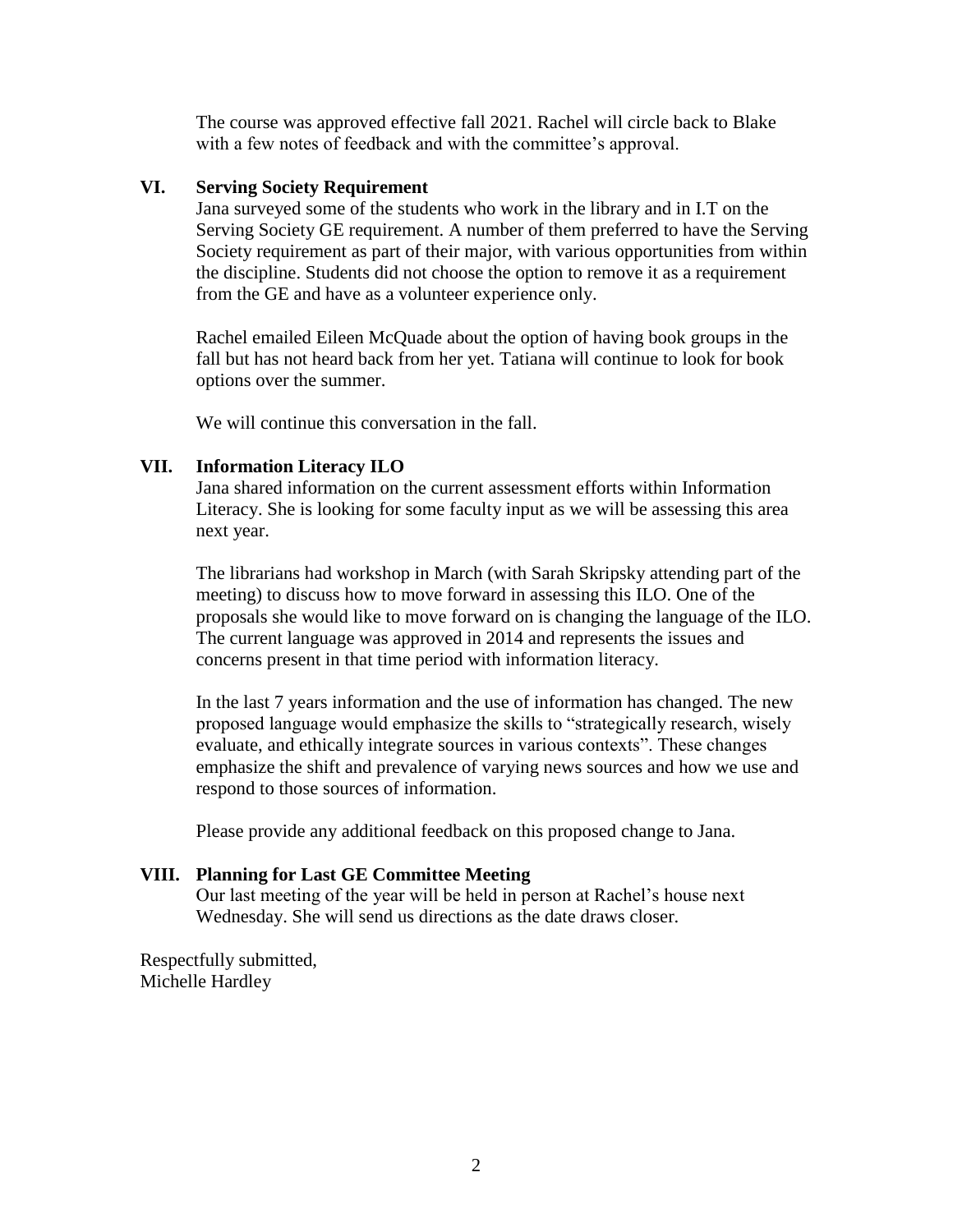The course was approved effective fall 2021. Rachel will circle back to Blake with a few notes of feedback and with the committee's approval.

## VI. Serving Society Requirement

Jana surveyed some of the students who work in the library and in I.T on the Serving Society GE requirement. A number of them preferred to have the Serving Society requirement as part of their major, with various opportunities from within the discipline. Students did not choose the option to remove it as a requirement from the GE and have as a volunteer experience only.

Rachel emailed Eileen McQuade about the option of having book groups in the fall but has not heard back from her yet. Tatiana will continue to look for book options over the summer.

We will continue this conversation in the fall.

## VII. Information Literacy ILO

Jana shared information on the current assessment efforts within Information Literacy. She is looking for some faculty input as we will be assessing this area next year.

The librarians had workshop in March (with Sarah Skripsky attending part of the meeting) to discuss how to move forward in assessing this ILO. One of the proposals she would like to move forward on is changing the language of the ILO. The current language was approved in 2014 and represents the issues and concerns present in that time period with information literacy.

In the last 7 years information and the use of information has changed. The new proposed language would emphasize the skills to "strategically research, wisely evaluate, and ethically integrate sources in various contexts". These changes emphasize the shift and prevalence of varying news sources and how we use and respond to those sources of information.

Please provide any additional feedback on this proposed change to Jana.

## VIII. Planning for Last GE Committee Meeting

Our last meeting of the year will be held in person at Rachel's house next Wednesday. She will send us directions as the date draws closer.

Respectfully submitted,
Michelle Hardley